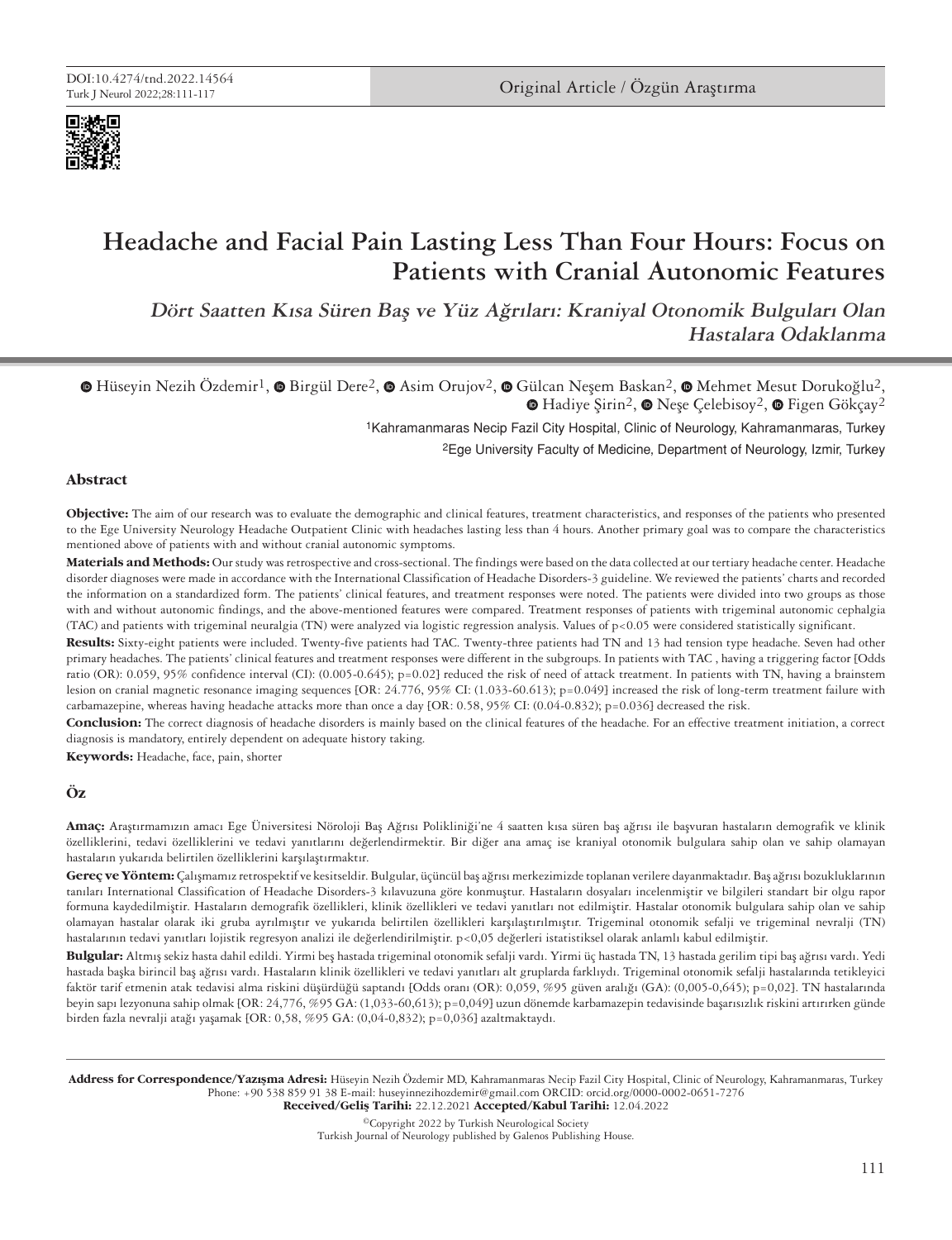Original Article / Özgün Araştırma

# Headache and Facial Pain Lasting Less Than Four Hours: Focus on Patients with Cranial Autonomic Features

## *Dört Saatten Kısa Süren Baş ve Yüz Ağrıları: Kraniyal Otonomik Bulguları Olan Hastalara Odaklanma*

Hüseyin Nezih Özdemir[1], Birgül Dere[2], Asim Orujov[2], Gülcan Neşem Baskan[2], Mehmet Mesut Dorukoğlu[2], Hadiye Şirin[2], Neşe Çelebisoy[2], Figen Gökçay[2]

[1]Kahramanmaras Necip Fazil City Hospital, Clinic of Neurology, Kahramanmaras, Turkey

[2]Ege University Faculty of Medicine, Department of Neurology, Izmir, Turkey

### Abstract

**Objective:** The aim of our research was to evaluate the demographic and clinical features, treatment characteristics, and responses of the patients who presented to the Ege University Neurology Headache Outpatient Clinic with headaches lasting less than 4 hours. Another primary goal was to compare the characteristics mentioned above of patients with and without cranial autonomic symptoms.

**Materials and Methods:** Our study was retrospective and cross-sectional. The findings were based on the data collected at our tertiary headache center. Headache disorder diagnoses were made in accordance with the International Classification of Headache Disorders-3 guideline. We reviewed the patients' charts and recorded the information on a standardized form. The patients' clinical features, and treatment responses were noted. The patients were divided into two groups as those with and without autonomic findings, and the above-mentioned features were compared. Treatment responses of patients with trigeminal autonomic cephalgia (TAC) and patients with trigeminal neuralgia (TN) were analyzed via logistic regression analysis. Values of $p<0.05$ were considered statistically significant.

**Results:** Sixty-eight patients were included. Twenty-five patients had TAC. Twenty-three patients had TN and 13 had tension type headache. Seven had other primary headaches. The patients' clinical features and treatment responses were different in the subgroups. In patients with TAC , having a triggering factor [Odds ratio (OR): 0.059, 95% confidence interval (CI): (0.005-0.645); p=0.02] reduced the risk of need of attack treatment. In patients with TN, having a brainstem lesion on cranial magnetic resonance imaging sequences [OR: 24.776, 95% CI: (1.033-60.613); p=0.049] increased the risk of long-term treatment failure with carbamazepine, whereas having headache attacks more than once a day [OR: 0.58, 95% CI: (0.04-0.832); p=0.036] decreased the risk.

**Conclusion:** The correct diagnosis of headache disorders is mainly based on the clinical features of the headache. For an effective treatment initiation, a correct diagnosis is mandatory, entirely dependent on adequate history taking.

**Keywords:** Headache, face, pain, shorter

### Öz

**Amaç:** Araştırmamızın amacı Ege Üniversitesi Nöroloji Baş Ağrısı Polikliniği'ne 4 saatten kısa süren baş ağrısı ile başvuran hastaların demografik ve klinik özelliklerini, tedavi özelliklerini ve tedavi yanıtlarını değerlendirmektir. Bir diğer ana amaç ise kraniyal otonomik bulgulara sahip olan ve sahip olamayan hastaların yukarıda belirtilen özelliklerini karşılaştırmaktır.

**Gereç ve Yöntem:** Çalışmamız retrospektif ve kesitseldir. Bulgular, üçüncül baş ağrısı merkezimizde toplanan verilere dayanmaktadır. Baş ağrısı bozukluklarının tanıları International Classification of Headache Disorders-3 kılavuzuna göre konmuştur. Hastaların dosyaları incelenmiştir ve bilgileri standart bir olgu rapor formuna kaydedilmiştir. Hastaların demografik özellikleri, klinik özellikleri ve tedavi yanıtları not edilmiştir. Hastalar otonomik bulgulara sahip olan ve sahip olamayan hastalar olarak iki gruba ayrılmıştır ve yukarıda belirtilen özellikleri karşılaştırılmıştır. Trigeminal otonomik sefalji ve trigeminal nevralji (TN) hastalarının tedavi yanıtları lojistik regresyon analizi ile değerlendirilmiştir. p<0,05 değerleri istatistiksel olarak anlamlı kabul edilmiştir.

**Bulgular:** Altmış sekiz hasta dahil edildi. Yirmi beş hastada trigeminal otonomik sefalji vardı. Yirmi üç hastada TN, 13 hastada gerilim tipi baş ağrısı vardı. Yedi hastada başka birincil baş ağrısı vardı. Hastaların klinik özellikleri ve tedavi yanıtları alt gruplarda farklıydı. Trigeminal otonomik sefalji hastalarında tetikleyici faktör tarif etmenin atak tedavisi alma riskini düşürdüğü saptandı [Odds oranı (OR): 0,059, %95 güven aralığı (GA): (0,005-0,645); p=0,02]. TN hastalarında beyin sapı lezyonuna sahip olmak [OR: 24,776, %95 GA: (1,033-60,613); p=0,049] uzun dönemde karbamazepin tedavisinde başarısızlık riskini artırırken günde birden fazla nevralji atağı yaşamak [OR: 0,58, %95 GA: (0,04-0,832); p=0,036] azaltmaktaydı.

**Address for Correspondence/Yazışma Adresi:** Hüseyin Nezih Özdemir MD, Kahramanmaras Necip Fazil City Hospital, Clinic of Neurology, Kahramanmaras, Turkey
Phone: +90 538 859 91 38 E-mail: huseyinnezihozdemir@gmail.com ORCID: orcid.org/0000-0002-0651-7276
**Received/Geliş Tarihi:** 22.12.2021 **Accepted/Kabul Tarihi:** 12.04.2022

©Copyright 2022 by Turkish Neurological Society
Turkish Journal of Neurology published by Galenos Publishing House.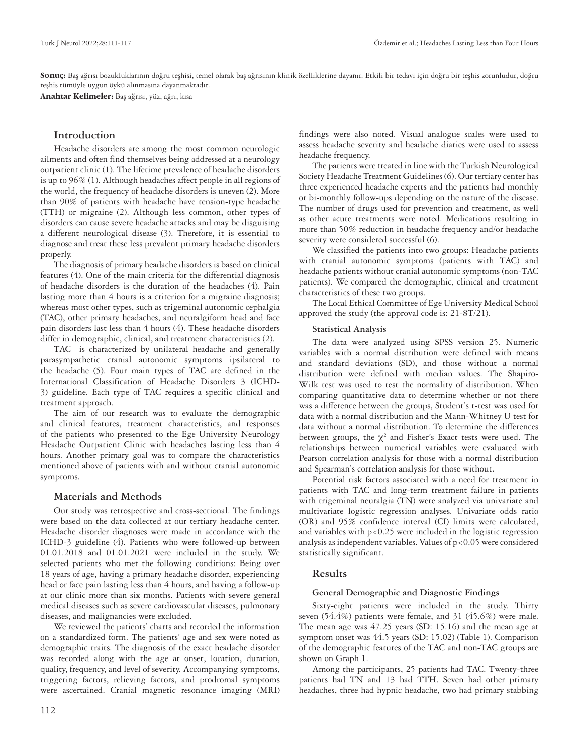**Sonuç:** Baş ağrısı bozukluklarının doğru teşhisi, temel olarak baş ağrısının klinik özelliklerine dayanır. Etkili bir tedavi için doğru bir teşhis zorunludur, doğru teşhis tümüyle uygun öykü alınmasına dayanmaktadır.

**Anahtar Kelimeler:** Baş ağrısı, yüz, ağrı, kısa

## Introduction

Headache disorders are among the most common neurologic ailments and often find themselves being addressed at a neurology outpatient clinic (1). The lifetime prevalence of headache disorders is up to 96% (1). Although headaches affect people in all regions of the world, the frequency of headache disorders is uneven (2). More than 90% of patients with headache have tension-type headache (TTH) or migraine (2). Although less common, other types of disorders can cause severe headache attacks and may be disguising a different neurological disease (3). Therefore, it is essential to diagnose and treat these less prevalent primary headache disorders properly.

The diagnosis of primary headache disorders is based on clinical features (4). One of the main criteria for the differential diagnosis of headache disorders is the duration of the headaches (4). Pain lasting more than 4 hours is a criterion for a migraine diagnosis; whereas most other types, such as trigeminal autonomic cephalgia (TAC), other primary headaches, and neuralgiform head and face pain disorders last less than 4 hours (4). These headache disorders differ in demographic, clinical, and treatment characteristics (2).

TAC is characterized by unilateral headache and generally parasympathetic cranial autonomic symptoms ipsilateral to the headache (5). Four main types of TAC are defined in the International Classification of Headache Disorders 3 (ICHD-3) guideline. Each type of TAC requires a specific clinical and treatment approach.

The aim of our research was to evaluate the demographic and clinical features, treatment characteristics, and responses of the patients who presented to the Ege University Neurology Headache Outpatient Clinic with headaches lasting less than 4 hours. Another primary goal was to compare the characteristics mentioned above of patients with and without cranial autonomic symptoms.

## Materials and Methods

Our study was retrospective and cross-sectional. The findings were based on the data collected at our tertiary headache center. Headache disorder diagnoses were made in accordance with the ICHD-3 guideline (4). Patients who were followed-up between 01.01.2018 and 01.01.2021 were included in the study. We selected patients who met the following conditions: Being over 18 years of age, having a primary headache disorder, experiencing head or face pain lasting less than 4 hours, and having a follow-up at our clinic more than six months. Patients with severe general medical diseases such as severe cardiovascular diseases, pulmonary diseases, and malignancies were excluded.

We reviewed the patients' charts and recorded the information on a standardized form. The patients' age and sex were noted as demographic traits. The diagnosis of the exact headache disorder was recorded along with the age at onset, location, duration, quality, frequency, and level of severity. Accompanying symptoms, triggering factors, relieving factors, and prodromal symptoms were ascertained. Cranial magnetic resonance imaging (MRI) findings were also noted. Visual analogue scales were used to assess headache severity and headache diaries were used to assess headache frequency.

The patients were treated in line with the Turkish Neurological Society Headache Treatment Guidelines (6). Our tertiary center has three experienced headache experts and the patients had monthly or bi-monthly follow-ups depending on the nature of the disease. The number of drugs used for prevention and treatment, as well as other acute treatments were noted. Medications resulting in more than 50% reduction in headache frequency and/or headache severity were considered successful (6).

We classified the patients into two groups: Headache patients with cranial autonomic symptoms (patients with TAC) and headache patients without cranial autonomic symptoms (non-TAC patients). We compared the demographic, clinical and treatment characteristics of these two groups.

The Local Ethical Committee of Ege University Medical School approved the study (the approval code is: 21-8T/21).

### Statistical Analysis

The data were analyzed using SPSS version 25. Numeric variables with a normal distribution were defined with means and standard deviations (SD), and those without a normal distribution were defined with median values. The Shapiro-Wilk test was used to test the normality of distribution. When comparing quantitative data to determine whether or not there was a difference between the groups, Student's t-test was used for data with a normal distribution and the Mann-Whitney U test for data without a normal distribution. To determine the differences between groups, the $\chi^2$ and Fisher's Exact tests were used. The relationships between numerical variables were evaluated with Pearson correlation analysis for those with a normal distribution and Spearman's correlation analysis for those without.

Potential risk factors associated with a need for treatment in patients with TAC and long-term treatment failure in patients with trigeminal neuralgia (TN) were analyzed via univariate and multivariate logistic regression analyses. Univariate odds ratio (OR) and 95% confidence interval (CI) limits were calculated, and variables with $p<0.25$ were included in the logistic regression analysis as independent variables. Values of $p<0.05$ were considered statistically significant.

## Results

### General Demographic and Diagnostic Findings

Sixty-eight patients were included in the study. Thirty seven (54.4%) patients were female, and 31 (45.6%) were male. The mean age was 47.25 years (SD: 15.16) and the mean age at symptom onset was 44.5 years (SD: 15.02) (Table 1). Comparison of the demographic features of the TAC and non-TAC groups are shown on Graph 1.

Among the participants, 25 patients had TAC. Twenty-three patients had TN and 13 had TTH. Seven had other primary headaches, three had hypnic headache, two had primary stabbing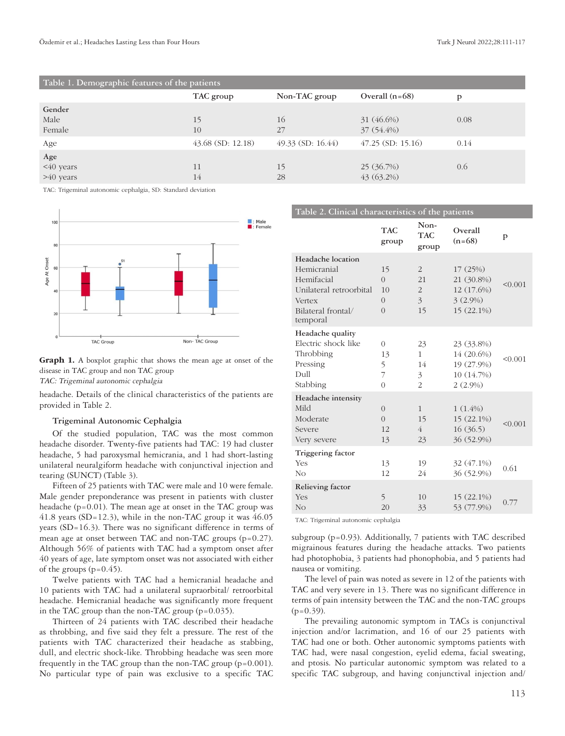**Table 1. Demographic features of the patients**

| | TAC group | Non-TAC group | Overall (n=68) | p |
|---|---|---|---|---|
| **Gender** | | | | |
| Male | 15 | 16 | 31 (46.6%) | 0.08 |
| Female | 10 | 27 | 37 (54.4%) | |
| Age | 43.68 (SD: 12.18) | 49.33 (SD: 16.44) | 47.25 (SD: 15.16) | 0.14 |
| **Age** | | | | |
| <40 years | 11 | 15 | 25 (36.7%) | 0.6 |
| >40 years | 14 | 28 | 43 (63.2%) | |

TAC: Trigeminal autonomic cephalgia, SD: Standard deviation

**Graph 1.** A boxplot graphic that shows the mean age at onset of the disease in TAC group and non TAC group
*TAC: Trigeminal autonomic cephalgia*

headache. Details of the clinical characteristics of the patients are provided in Table 2.

### Trigeminal Autonomic Cephalgia

Of the studied population, TAC was the most common headache disorder. Twenty-five patients had TAC: 19 had cluster headache, 5 had paroxysmal hemicrania, and 1 had short-lasting unilateral neuralgiform headache with conjunctival injection and tearing (SUNCT) (Table 3).

Fifteen of 25 patients with TAC were male and 10 were female. Male gender preponderance was present in patients with cluster headache (p=0.01). The mean age at onset in the TAC group was 41.8 years (SD=12.3), while in the non-TAC group it was 46.05 years (SD=16.3). There was no significant difference in terms of mean age at onset between TAC and non-TAC groups (p=0.27). Although 56% of patients with TAC had a symptom onset after 40 years of age, late symptom onset was not associated with either of the groups (p=0.45).

Twelve patients with TAC had a hemicranial headache and 10 patients with TAC had a unilateral supraorbital/ retroorbital headache. Hemicranial headache was significantly more frequent in the TAC group than the non-TAC group (p=0.035).

Thirteen of 24 patients with TAC described their headache as throbbing, and five said they felt a pressure. The rest of the patients with TAC characterized their headache as stabbing, dull, and electric shock-like. Throbbing headache was seen more frequently in the TAC group than the non-TAC group (p=0.001). No particular type of pain was exclusive to a specific TAC subgroup (p=0.93). Additionally, 7 patients with TAC described migrainous features during the headache attacks. Two patients had photophobia, 3 patients had phonophobia, and 5 patients had nausea or vomiting.

**Table 2. Clinical characteristics of the patients**

| | TAC group | Non-TAC group | Overall (n=68) | p |
|---|---|---|---|---|
| **Headache location** | | | | |
| Hemicranial | 15 | 2 | 17 (25%) | <0.001 |
| Hemifacial | 0 | 21 | 21 (30.8%) | |
| Unilateral retroorbital | 10 | 2 | 12 (17.6%) | |
| Vertex | 0 | 3 | 3 (2.9%) | |
| Bilateral frontal/ temporal | 0 | 15 | 15 (22.1%) | |
| **Headache quality** | | | | |
| Electric shock like | 0 | 23 | 23 (33.8%) | <0.001 |
| Throbbing | 13 | 1 | 14 (20.6%) | |
| Pressing | 5 | 14 | 19 (27.9%) | |
| Dull | 7 | 3 | 10 (14.7%) | |
| Stabbing | 0 | 2 | 2 (2.9%) | |
| **Headache intensity** | | | | |
| Mild | 0 | 1 | 1 (1.4%) | <0.001 |
| Moderate | 0 | 15 | 15 (22.1%) | |
| Severe | 12 | 4 | 16 (36.5) | |
| Very severe | 13 | 23 | 36 (52.9%) | |
| **Triggering factor** | | | | |
| Yes | 13 | 19 | 32 (47.1%) | 0.61 |
| No | 12 | 24 | 36 (52.9%) | |
| **Relieving factor** | | | | |
| Yes | 5 | 10 | 15 (22.1%) | 0.77 |
| No | 20 | 33 | 53 (77.9%) | |

TAC: Trigeminal autonomic cephalgia

The level of pain was noted as severe in 12 of the patients with TAC and very severe in 13. There was no significant difference in terms of pain intensity between the TAC and the non-TAC groups (p=0.39).

The prevailing autonomic symptom in TACs is conjunctival injection and/or lacrimation, and 16 of our 25 patients with TAC had one or both. Other autonomic symptoms patients with TAC had, were nasal congestion, eyelid edema, facial sweating, and ptosis. No particular autonomic symptom was related to a specific TAC subgroup, and having conjunctival injection and/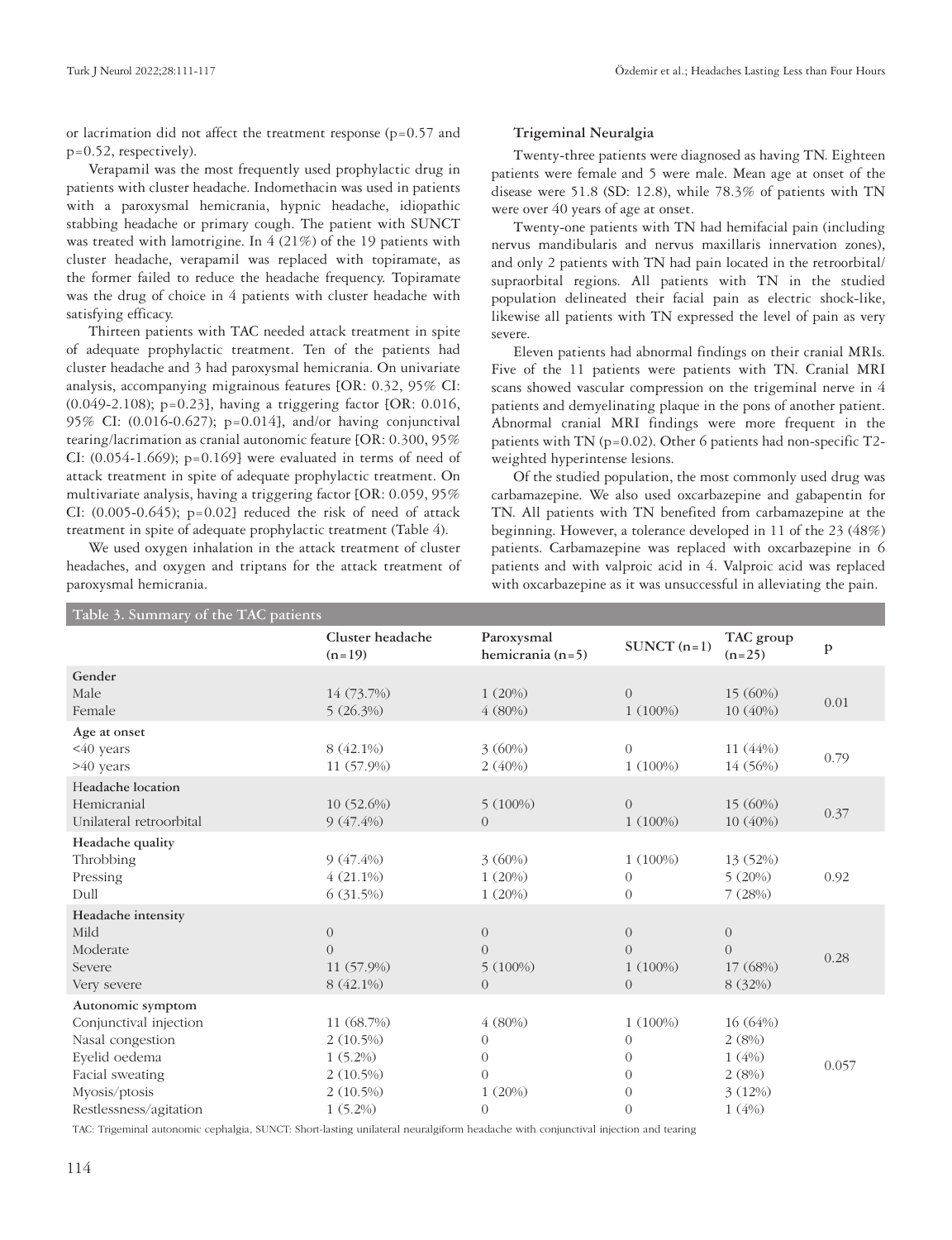or lacrimation did not affect the treatment response (p=0.57 and p=0.52, respectively).

Verapamil was the most frequently used prophylactic drug in patients with cluster headache. Indomethacin was used in patients with a paroxysmal hemicrania, hypnic headache, idiopathic stabbing headache or primary cough. The patient with SUNCT was treated with lamotrigine. In 4 (21%) of the 19 patients with cluster headache, verapamil was replaced with topiramate, as the former failed to reduce the headache frequency. Topiramate was the drug of choice in 4 patients with cluster headache with satisfying efficacy.

Thirteen patients with TAC needed attack treatment in spite of adequate prophylactic treatment. Ten of the patients had cluster headache and 3 had paroxysmal hemicrania. On univariate analysis, accompanying migrainous features [OR: 0.32, 95% CI: (0.049-2.108); p=0.23], having a triggering factor [OR: 0.016, 95% CI: (0.016-0.627); p=0.014], and/or having conjunctival tearing/lacrimation as cranial autonomic feature [OR: 0.300, 95% CI: (0.054-1.669); p=0.169] were evaluated in terms of need of attack treatment in spite of adequate prophylactic treatment. On multivariate analysis, having a triggering factor [OR: 0.059, 95% CI: (0.005-0.645); p=0.02] reduced the risk of need of attack treatment in spite of adequate prophylactic treatment (Table 4).

We used oxygen inhalation in the attack treatment of cluster headaches, and oxygen and triptans for the attack treatment of paroxysmal hemicrania.

**Trigeminal Neuralgia**

Twenty-three patients were diagnosed as having TN. Eighteen patients were female and 5 were male. Mean age at onset of the disease were 51.8 (SD: 12.8), while 78.3% of patients with TN were over 40 years of age at onset.

Twenty-one patients with TN had hemifacial pain (including nervus mandibularis and nervus maxillaris innervation zones), and only 2 patients with TN had pain located in the retroorbital/supraorbital regions. All patients with TN in the studied population delineated their facial pain as electric shock-like, likewise all patients with TN expressed the level of pain as very severe.

Eleven patients had abnormal findings on their cranial MRIs. Five of the 11 patients were patients with TN. Cranial MRI scans showed vascular compression on the trigeminal nerve in 4 patients and demyelinating plaque in the pons of another patient. Abnormal cranial MRI findings were more frequent in the patients with TN (p=0.02). Other 6 patients had non-specific T2-weighted hyperintense lesions.

Of the studied population, the most commonly used drug was carbamazepine. We also used oxcarbazepine and gabapentin for TN. All patients with TN benefited from carbamazepine at the beginning. However, a tolerance developed in 11 of the 23 (48%) patients. Carbamazepine was replaced with oxcarbazepine in 6 patients and with valproic acid in 4. Valproic acid was replaced with oxcarbazepine as it was unsuccessful in alleviating the pain.

**Table 3. Summary of the TAC patients**

| | Cluster headache (n=19) | Paroxysmal hemicrania (n=5) | SUNCT (n=1) | TAC group (n=25) | p |
|---|---|---|---|---|---|
| **Gender** | | | | | |
| Male | 14 (73.7%) | 1 (20%) | 0 | 15 (60%) | 0.01 |
| Female | 5 (26.3%) | 4 (80%) | 1 (100%) | 10 (40%) | |
| **Age at onset** | | | | | |
| <40 years | 8 (42.1%) | 3 (60%) | 0 | 11 (44%) | 0.79 |
| >40 years | 11 (57.9%) | 2 (40%) | 1 (100%) | 14 (56%) | |
| **Headache location** | | | | | |
| Hemicranial | 10 (52.6%) | 5 (100%) | 0 | 15 (60%) | 0.37 |
| Unilateral retroorbital | 9 (47.4%) | 0 | 1 (100%) | 10 (40%) | |
| **Headache quality** | | | | | |
| Throbbing | 9 (47.4%) | 3 (60%) | 1 (100%) | 13 (52%) | 0.92 |
| Pressing | 4 (21.1%) | 1 (20%) | 0 | 5 (20%) | |
| Dull | 6 (31.5%) | 1 (20%) | 0 | 7 (28%) | |
| **Headache intensity** | | | | | |
| Mild | 0 | 0 | 0 | 0 | 0.28 |
| Moderate | 0 | 0 | 0 | 0 | |
| Severe | 11 (57.9%) | 5 (100%) | 1 (100%) | 17 (68%) | |
| Very severe | 8 (42.1%) | 0 | 0 | 8 (32%) | |
| **Autonomic symptom** | | | | | |
| Conjunctival injection | 11 (68.7%) | 4 (80%) | 1 (100%) | 16 (64%) | 0.057 |
| Nasal congestion | 2 (10.5%) | 0 | 0 | 2 (8%) | |
| Eyelid oedema | 1 (5.2%) | 0 | 0 | 1 (4%) | |
| Facial sweating | 2 (10.5%) | 0 | 0 | 2 (8%) | |
| Myosis/ptosis | 2 (10.5%) | 1 (20%) | 0 | 3 (12%) | |
| Restlessness/agitation | 1 (5.2%) | 0 | 0 | 1 (4%) | |

TAC: Trigeminal autonomic cephalgia, SUNCT: Short-lasting unilateral neuralgiform headache with conjunctival injection and tearing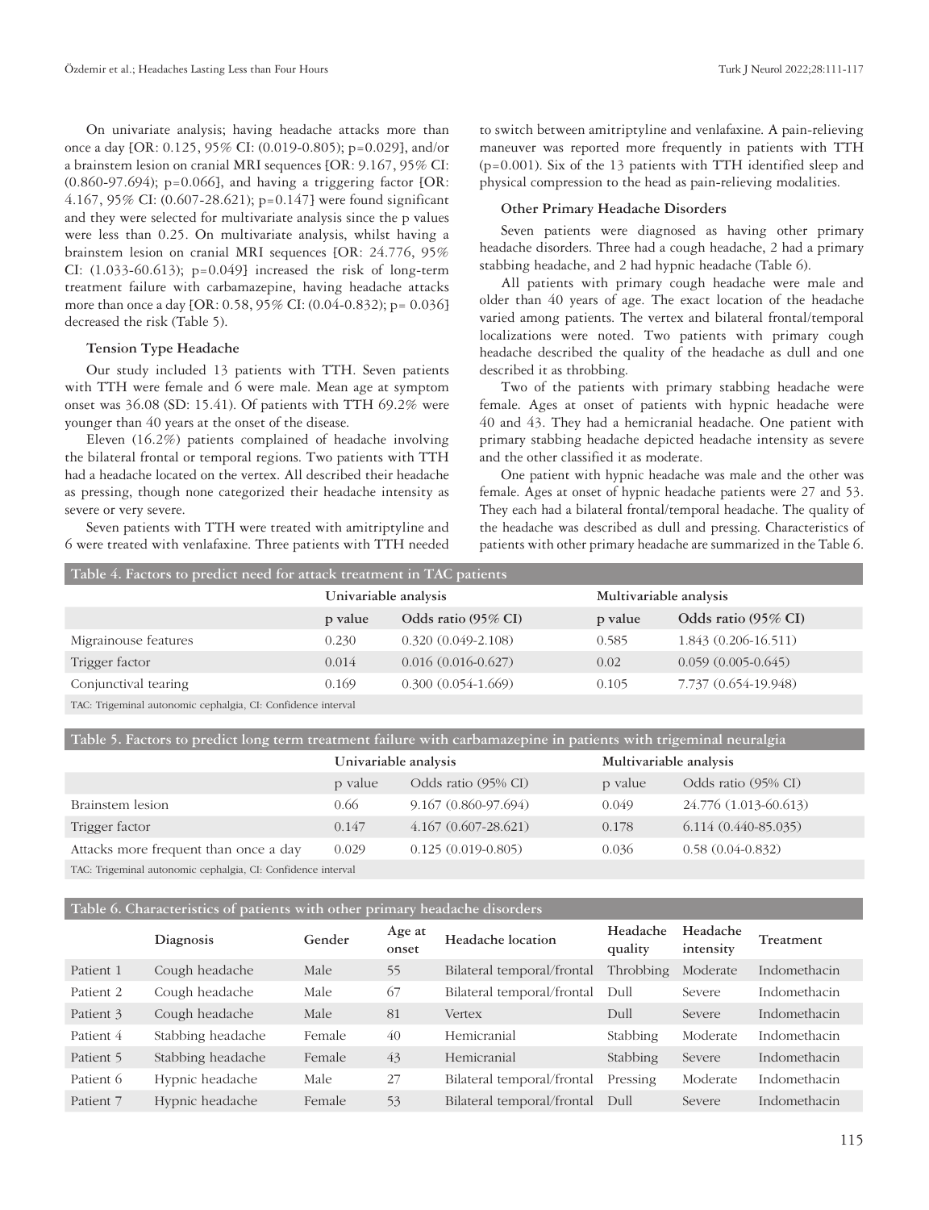On univariate analysis; having headache attacks more than once a day [OR: 0.125, 95% CI: (0.019-0.805); p=0.029], and/or a brainstem lesion on cranial MRI sequences [OR: 9.167, 95% CI: (0.860-97.694); p=0.066], and having a triggering factor [OR: 4.167, 95% CI: (0.607-28.621); p=0.147] were found significant and they were selected for multivariate analysis since the p values were less than 0.25. On multivariate analysis, whilst having a brainstem lesion on cranial MRI sequences [OR: 24.776, 95% CI: (1.033-60.613); p=0.049] increased the risk of long-term treatment failure with carbamazepine, having headache attacks more than once a day [OR: 0.58, 95% CI: (0.04-0.832); p= 0.036] decreased the risk (Table 5).

### Tension Type Headache

Our study included 13 patients with TTH. Seven patients with TTH were female and 6 were male. Mean age at symptom onset was 36.08 (SD: 15.41). Of patients with TTH 69.2% were younger than 40 years at the onset of the disease.

Eleven (16.2%) patients complained of headache involving the bilateral frontal or temporal regions. Two patients with TTH had a headache located on the vertex. All described their headache as pressing, though none categorized their headache intensity as severe or very severe.

Seven patients with TTH were treated with amitriptyline and 6 were treated with venlafaxine. Three patients with TTH needed to switch between amitriptyline and venlafaxine. A pain-relieving maneuver was reported more frequently in patients with TTH (p=0.001). Six of the 13 patients with TTH identified sleep and physical compression to the head as pain-relieving modalities.

### Other Primary Headache Disorders

Seven patients were diagnosed as having other primary headache disorders. Three had a cough headache, 2 had a primary stabbing headache, and 2 had hypnic headache (Table 6).

All patients with primary cough headache were male and older than 40 years of age. The exact location of the headache varied among patients. The vertex and bilateral frontal/temporal localizations were noted. Two patients with primary cough headache described the quality of the headache as dull and one described it as throbbing.

Two of the patients with primary stabbing headache were female. Ages at onset of patients with hypnic headache were 40 and 43. They had a hemicranial headache. One patient with primary stabbing headache depicted headache intensity as severe and the other classified it as moderate.

One patient with hypnic headache was male and the other was female. Ages at onset of hypnic headache patients were 27 and 53. They each had a bilateral frontal/temporal headache. The quality of the headache was described as dull and pressing. Characteristics of patients with other primary headache are summarized in the Table 6.

**Table 4. Factors to predict need for attack treatment in TAC patients**

| | Univariable analysis | | Multivariable analysis | |
|---|---|---|---|---|
| | p value | Odds ratio (95% CI) | p value | Odds ratio (95% CI) |
| Migrainouse features | 0.230 | 0.320 (0.049-2.108) | 0.585 | 1.843 (0.206-16.511) |
| Trigger factor | 0.014 | 0.016 (0.016-0.627) | 0.02 | 0.059 (0.005-0.645) |
| Conjunctival tearing | 0.169 | 0.300 (0.054-1.669) | 0.105 | 7.737 (0.654-19.948) |

TAC: Trigeminal autonomic cephalgia, CI: Confidence interval

**Table 5. Factors to predict long term treatment failure with carbamazepine in patients with trigeminal neuralgia**

| | Univariable analysis | | Multivariable analysis | |
|---|---|---|---|---|
| | p value | Odds ratio (95% CI) | p value | Odds ratio (95% CI) |
| Brainstem lesion | 0.66 | 9.167 (0.860-97.694) | 0.049 | 24.776 (1.013-60.613) |
| Trigger factor | 0.147 | 4.167 (0.607-28.621) | 0.178 | 6.114 (0.440-85.035) |
| Attacks more frequent than once a day | 0.029 | 0.125 (0.019-0.805) | 0.036 | 0.58 (0.04-0.832) |

TAC: Trigeminal autonomic cephalgia, CI: Confidence interval

**Table 6. Characteristics of patients with other primary headache disorders**

| | Diagnosis | Gender | Age at onset | Headache location | Headache quality | Headache intensity | Treatment |
|---|---|---|---|---|---|---|---|
| Patient 1 | Cough headache | Male | 55 | Bilateral temporal/frontal | Throbbing | Moderate | Indomethacin |
| Patient 2 | Cough headache | Male | 67 | Bilateral temporal/frontal | Dull | Severe | Indomethacin |
| Patient 3 | Cough headache | Male | 81 | Vertex | Dull | Severe | Indomethacin |
| Patient 4 | Stabbing headache | Female | 40 | Hemicranial | Stabbing | Moderate | Indomethacin |
| Patient 5 | Stabbing headache | Female | 43 | Hemicranial | Stabbing | Severe | Indomethacin |
| Patient 6 | Hypnic headache | Male | 27 | Bilateral temporal/frontal | Pressing | Moderate | Indomethacin |
| Patient 7 | Hypnic headache | Female | 53 | Bilateral temporal/frontal | Dull | Severe | Indomethacin |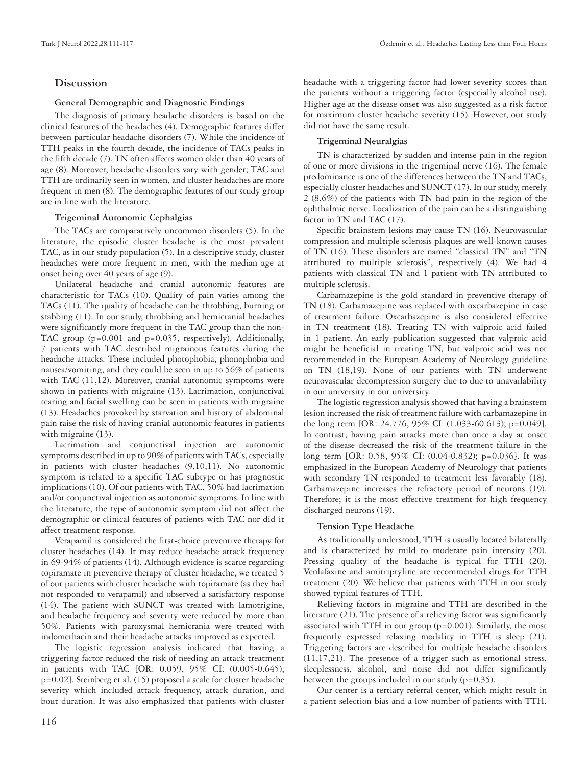## Discussion

### General Demographic and Diagnostic Findings

The diagnosis of primary headache disorders is based on the clinical features of the headaches (4). Demographic features differ between particular headache disorders (7). While the incidence of TTH peaks in the fourth decade, the incidence of TACs peaks in the fifth decade (7). TN often affects women older than 40 years of age (8). Moreover, headache disorders vary with gender; TAC and TTH are ordinarily seen in women, and cluster headaches are more frequent in men (8). The demographic features of our study group are in line with the literature.

### Trigeminal Autonomic Cephalgias

The TACs are comparatively uncommon disorders (5). In the literature, the episodic cluster headache is the most prevalent TAC, as in our study population (5). In a descriptive study, cluster headaches were more frequent in men, with the median age at onset being over 40 years of age (9).

Unilateral headache and cranial autonomic features are characteristic for TACs (10). Quality of pain varies among the TACs (11). The quality of headache can be throbbing, burning or stabbing (11). In our study, throbbing and hemicranial headaches were significantly more frequent in the TAC group than the non-TAC group (p=0.001 and p=0.035, respectively). Additionally, 7 patients with TAC described migrainous features during the headache attacks. These included photophobia, phonophobia and nausea/vomiting, and they could be seen in up to 56% of patients with TAC (11,12). Moreover, cranial autonomic symptoms were shown in patients with migraine (13). Lacrimation, conjunctival tearing and facial swelling can be seen in patients with migraine (13). Headaches provoked by starvation and history of abdominal pain raise the risk of having cranial autonomic features in patients with migraine (13).

Lacrimation and conjunctival injection are autonomic symptoms described in up to 90% of patients with TACs, especially in patients with cluster headaches (9,10,11). No autonomic symptom is related to a specific TAC subtype or has prognostic implications (10). Of our patients with TAC, 50% had lacrimation and/or conjunctival injection as autonomic symptoms. In line with the literature, the type of autonomic symptom did not affect the demographic or clinical features of patients with TAC nor did it affect treatment response.

Verapamil is considered the first-choice preventive therapy for cluster headaches (14). It may reduce headache attack frequency in 69-94% of patients (14). Although evidence is scarce regarding topiramate in preventive therapy of cluster headache, we treated 5 of our patients with cluster headache with topiramate (as they had not responded to verapamil) and observed a satisfactory response (14). The patient with SUNCT was treated with lamotrigine, and headache frequency and severity were reduced by more than 50%. Patients with paroxysmal hemicrania were treated with indomethacin and their headache attacks improved as expected.

The logistic regression analysis indicated that having a triggering factor reduced the risk of needing an attack treatment in patients with TAC [OR: 0.059, 95% CI: (0.005-0.645); p=0.02]. Steinberg et al. (15) proposed a scale for cluster headache severity which included attack frequency, attack duration, and bout duration. It was also emphasized that patients with cluster headache with a triggering factor had lower severity scores than the patients without a triggering factor (especially alcohol use). Higher age at the disease onset was also suggested as a risk factor for maximum cluster headache severity (15). However, our study did not have the same result.

### Trigeminal Neuralgias

TN is characterized by sudden and intense pain in the region of one or more divisions in the trigeminal nerve (16). The female predominance is one of the differences between the TN and TACs, especially cluster headaches and SUNCT (17). In our study, merely 2 (8.6%) of the patients with TN had pain in the region of the ophthalmic nerve. Localization of the pain can be a distinguishing factor in TN and TAC (17).

Specific brainstem lesions may cause TN (16). Neurovascular compression and multiple sclerosis plaques are well-known causes of TN (16). These disorders are named "classical TN" and "TN attributed to multiple sclerosis", respectively (4). We had 4 patients with classical TN and 1 patient with TN attributed to multiple sclerosis.

Carbamazepine is the gold standard in preventive therapy of TN (18). Carbamazepine was replaced with oxcarbazepine in case of treatment failure. Oxcarbazepine is also considered effective in TN treatment (18). Treating TN with valproic acid failed in 1 patient. An early publication suggested that valproic acid might be beneficial in treating TN, but valproic acid was not recommended in the European Academy of Neurology guideline on TN (18,19). None of our patients with TN underwent neurovascular decompression surgery due to due to unavailability in our university in our university.

The logistic regression analysis showed that having a brainstem lesion increased the risk of treatment failure with carbamazepine in the long term [OR: 24.776, 95% CI: (1.033-60.613); p=0.049]. In contrast, having pain attacks more than once a day at onset of the disease decreased the risk of the treatment failure in the long term [OR: 0.58, 95% CI: (0.04-0.832); p=0.036]. It was emphasized in the European Academy of Neurology that patients with secondary TN responded to treatment less favorably (18). Carbamazepine increases the refractory period of neurons (19). Therefore; it is the most effective treatment for high frequency discharged neurons (19).

### Tension Type Headache

As traditionally understood, TTH is usually located bilaterally and is characterized by mild to moderate pain intensity (20). Pressing quality of the headache is typical for TTH (20). Venlafaxine and amitriptyline are recommended drugs for TTH treatment (20). We believe that patients with TTH in our study showed typical features of TTH.

Relieving factors in migraine and TTH are described in the literature (21). The presence of a relieving factor was significantly associated with TTH in our group (p=0.001). Similarly, the most frequently expressed relaxing modality in TTH is sleep (21). Triggering factors are described for multiple headache disorders (11,17,21). The presence of a trigger such as emotional stress, sleeplessness, alcohol, and noise did not differ significantly between the groups included in our study (p=0.35).

Our center is a tertiary referral center, which might result in a patient selection bias and a low number of patients with TTH.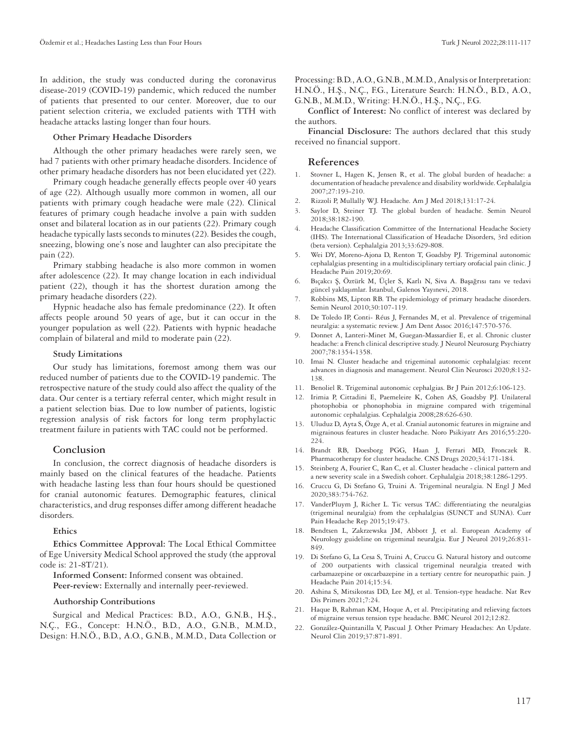In addition, the study was conducted during the coronavirus disease-2019 (COVID-19) pandemic, which reduced the number of patients that presented to our center. Moreover, due to our patient selection criteria, we excluded patients with TTH with headache attacks lasting longer than four hours.

### Other Primary Headache Disorders

Although the other primary headaches were rarely seen, we had 7 patients with other primary headache disorders. Incidence of other primary headache disorders has not been elucidated yet (22).

Primary cough headache generally effects people over 40 years of age (22). Although usually more common in women, all our patients with primary cough headache were male (22). Clinical features of primary cough headache involve a pain with sudden onset and bilateral location as in our patients (22). Primary cough headache typically lasts seconds to minutes (22). Besides the cough, sneezing, blowing one's nose and laughter can also precipitate the pain (22).

Primary stabbing headache is also more common in women after adolescence (22). It may change location in each individual patient (22), though it has the shortest duration among the primary headache disorders (22).

Hypnic headache also has female predominance (22). It often affects people around 50 years of age, but it can occur in the younger population as well (22). Patients with hypnic headache complain of bilateral and mild to moderate pain (22).

### Study Limitations

Our study has limitations, foremost among them was our reduced number of patients due to the COVID-19 pandemic. The retrospective nature of the study could also affect the quality of the data. Our center is a tertiary referral center, which might result in a patient selection bias. Due to low number of patients, logistic regression analysis of risk factors for long term prophylactic treatment failure in patients with TAC could not be performed.

## Conclusion

In conclusion, the correct diagnosis of headache disorders is mainly based on the clinical features of the headache. Patients with headache lasting less than four hours should be questioned for cranial autonomic features. Demographic features, clinical characteristics, and drug responses differ among different headache disorders.

### Ethics

**Ethics Committee Approval:** The Local Ethical Committee of Ege University Medical School approved the study (the approval code is: 21-8T/21).

**Informed Consent:** Informed consent was obtained.

**Peer-review:** Externally and internally peer-reviewed.

### Authorship Contributions

Surgical and Medical Practices: B.D., A.O., G.N.B., H.Ş., N.Ç., F.G., Concept: H.N.Ö., B.D., A.O., G.N.B., M.M.D., Design: H.N.Ö., B.D., A.O., G.N.B., M.M.D., Data Collection or Processing: B.D., A.O., G.N.B., M.M.D., Analysis or Interpretation: H.N.Ö., H.Ş., N.Ç., F.G., Literature Search: H.N.Ö., B.D., A.O., G.N.B., M.M.D., Writing: H.N.Ö., H.Ş., N.Ç., F.G.

**Conflict of Interest:** No conflict of interest was declared by the authors.

**Financial Disclosure:** The authors declared that this study received no financial support.

## References

1. Stovner L, Hagen K, Jensen R, et al. The global burden of headache: a documentation of headache prevalence and disability worldwide. Cephalalgia 2007;27:193-210.
2. Rizzoli P, Mullally WJ. Headache. Am J Med 2018;131:17-24.
3. Saylor D, Steiner TJ. The global burden of headache. Semin Neurol 2018;38:182-190.
4. Headache Classification Committee of the International Headache Society (IHS). The International Classification of Headache Disorders, 3rd edition (beta version). Cephalalgia 2013;33:629-808.
5. Wei DY, Moreno-Ajona D, Renton T, Goadsby PJ. Trigeminal autonomic cephalalgias presenting in a multidisciplinary tertiary orofacial pain clinic. J Headache Pain 2019;20:69.
6. Bıçakcı Ş, Öztürk M, Üçler S, Karlı N, Siva A. Başağrısı tanı ve tedavi güncel yaklaşımlar. İstanbul, Galenos Yayınevi, 2018.
7. Robbins MS, Lipton RB. The epidemiology of primary headache disorders. Semin Neurol 2010;30:107-119.
8. De Toledo IP, Conti- Réus J, Fernandes M, et al. Prevalence of trigeminal neuralgia: a systematic review. J Am Dent Assoc 2016;147:570-576.
9. Donnet A, Lanteri-Minet M, Guegan-Massardier E, et al. Chronic cluster headache: a French clinical descriptive study. J Neurol Neurosurg Psychiatry 2007;78:1354-1358.
10. Imai N. Cluster headache and trigeminal autonomic cephalalgias: recent advances in diagnosis and management. Neurol Clin Neurosci 2020;8:132-138.
11. Benoliel R. Trigeminal autonomic cephalgias. Br J Pain 2012;6:106-123.
12. Irimia P, Cittadini E, Paemeleire K, Cohen AS, Goadsby PJ. Unilateral photophobia or phonophobia in migraine compared with trigeminal autonomic cephalalgias. Cephalalgia 2008;28:626-630.
13. Uluduz D, Ayta S, Özge A, et al. Cranial autonomic features in migraine and migrainous features in cluster headache. Noro Psikiyatr Ars 2016;55:220-224.
14. Brandt RB, Doesborg PGG, Haan J, Ferrari MD, Fronczek R. Pharmacotherapy for cluster headache. CNS Drugs 2020;34:171-184.
15. Steinberg A, Fourier C, Ran C, et al. Cluster headache - clinical pattern and a new severity scale in a Swedish cohort. Cephalalgia 2018;38:1286-1295.
16. Cruccu G, Di Stefano G, Truini A. Trigeminal neuralgia. N Engl J Med 2020;383:754-762.
17. VanderPluym J, Richer L. Tic versus TAC: differentiating the neuralgias (trigeminal neuralgia) from the cephalalgias (SUNCT and SUNA). Curr Pain Headache Rep 2015;19:473.
18. Bendtsen L, Zakrzewska JM, Abbott J, et al. European Academy of Neurology guideline on trigeminal neuralgia. Eur J Neurol 2019;26:831-849.
19. Di Stefano G, La Cesa S, Truini A, Cruccu G. Natural history and outcome of 200 outpatients with classical trigeminal neuralgia treated with carbamazepine or oxcarbazepine in a tertiary centre for neuropathic pain. J Headache Pain 2014;15:34.
20. Ashina S, Mitsikostas DD, Lee MJ, et al. Tension-type headache. Nat Rev Dis Primers 2021;7:24.
21. Haque B, Rahman KM, Hoque A, et al. Precipitating and relieving factors of migraine versus tension type headache. BMC Neurol 2012;12:82.
22. González-Quintanilla V, Pascual J. Other Primary Headaches: An Update. Neurol Clin 2019;37:871-891.